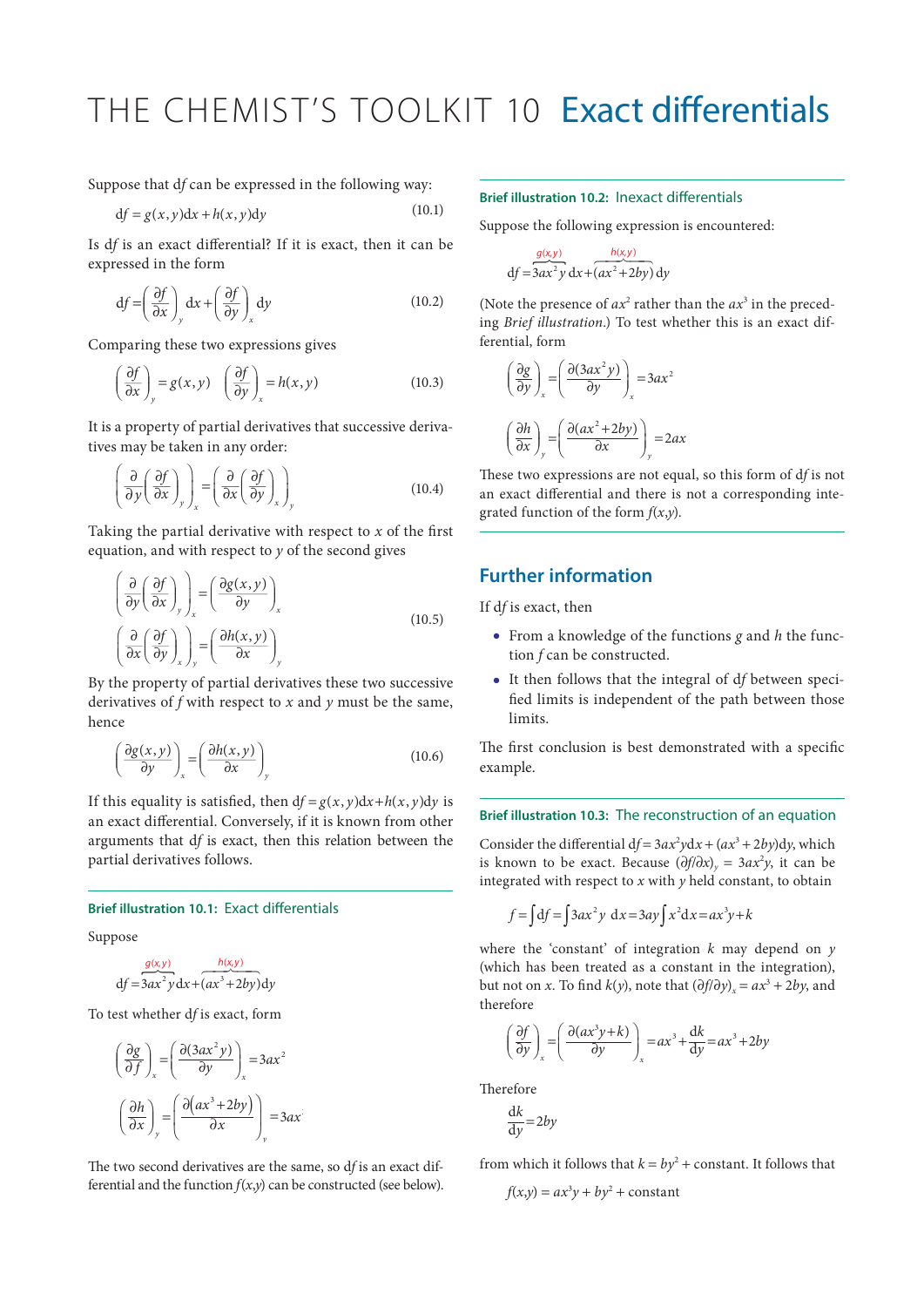# THE CHEMIST'S TOOLKIT 10 Exact differentials

Suppose that $\mathrm{d}f$ can be expressed in the following way:

$$\mathrm{d}f = g(x,y)\mathrm{d}x + h(x,y)\mathrm{d}y \tag{10.1}$$

Is $\mathrm{d}f$ is an exact differential? If it is exact, then it can be expressed in the form

$$\mathrm{d}f = \left(\frac{\partial f}{\partial x}\right)_y \mathrm{d}x + \left(\frac{\partial f}{\partial y}\right)_x \mathrm{d}y \tag{10.2}$$

Comparing these two expressions gives

$$\left(\frac{\partial f}{\partial x}\right)_y = g(x,y) \quad \left(\frac{\partial f}{\partial y}\right)_x = h(x,y) \tag{10.3}$$

It is a property of partial derivatives that successive derivatives may be taken in any order:

$$\left(\frac{\partial}{\partial y}\left(\frac{\partial f}{\partial x}\right)_y\right)_x = \left(\frac{\partial}{\partial x}\left(\frac{\partial f}{\partial y}\right)_x\right)_y \tag{10.4}$$

Taking the partial derivative with respect to $x$ of the first equation, and with respect to $y$ of the second gives

$$\left(\frac{\partial}{\partial y}\left(\frac{\partial f}{\partial x}\right)_y\right)_x = \left(\frac{\partial g(x,y)}{\partial y}\right)_x$$
$$\left(\frac{\partial}{\partial x}\left(\frac{\partial f}{\partial y}\right)_x\right)_y = \left(\frac{\partial h(x,y)}{\partial x}\right)_y \tag{10.5}$$

By the property of partial derivatives these two successive derivatives of $f$ with respect to $x$ and $y$ must be the same, hence

$$\left(\frac{\partial g(x,y)}{\partial y}\right)_x = \left(\frac{\partial h(x,y)}{\partial x}\right)_y \tag{10.6}$$

If this equality is satisfied, then $\mathrm{d}f = g(x,y)\mathrm{d}x + h(x,y)\mathrm{d}y$ is an exact differential. Conversely, if it is known from other arguments that $\mathrm{d}f$ is exact, then this relation between the partial derivatives follows.

### Brief illustration 10.1: Exact differentials

Suppose

$$\mathrm{d}f = \overbrace{3ax^2y}^{g(x,y)}\mathrm{d}x + \overbrace{(ax^3+2by)}^{h(x,y)}\mathrm{d}y$$

To test whether $\mathrm{d}f$ is exact, form

$$\left(\frac{\partial g}{\partial f}\right)_x = \left(\frac{\partial(3ax^2y)}{\partial y}\right)_x = 3ax^2$$

$$\left(\frac{\partial h}{\partial x}\right)_y = \left(\frac{\partial\left(ax^3+2by\right)}{\partial x}\right)_y = 3ax^2$$

The two second derivatives are the same, so $\mathrm{d}f$ is an exact differential and the function $f(x,y)$ can be constructed (see below).

### Brief illustration 10.2: Inexact differentials

Suppose the following expression is encountered:

$$\mathrm{d}f = \overbrace{3ax^2y}^{g(x,y)}\,\mathrm{d}x + \overbrace{(ax^2+2by)}^{h(x,y)}\,\mathrm{d}y$$

(Note the presence of $ax^2$ rather than the $ax^3$ in the preceding *Brief illustration*.) To test whether this is an exact differential, form

$$\left(\frac{\partial g}{\partial y}\right)_x = \left(\frac{\partial(3ax^2y)}{\partial y}\right)_x = 3ax^2$$

$$\left(\frac{\partial h}{\partial x}\right)_y = \left(\frac{\partial(ax^2+2by)}{\partial x}\right)_y = 2ax$$

These two expressions are not equal, so this form of $\mathrm{d}f$ is not an exact differential and there is not a corresponding integrated function of the form $f(x,y)$.

## Further information

If $\mathrm{d}f$ is exact, then

- From a knowledge of the functions $g$ and $h$ the function $f$ can be constructed.
- It then follows that the integral of $\mathrm{d}f$ between specified limits is independent of the path between those limits.

The first conclusion is best demonstrated with a specific example.

### Brief illustration 10.3: The reconstruction of an equation

Consider the differential $\mathrm{d}f = 3ax^2y\mathrm{d}x + (ax^3 + 2by)\mathrm{d}y$, which is known to be exact. Because $(\partial f/\partial x)_y = 3ax^2y$, it can be integrated with respect to $x$ with $y$ held constant, to obtain

$$f = \int \mathrm{d}f = \int 3ax^2y\ \mathrm{d}x = 3ay\int x^2\mathrm{d}x = ax^3y + k$$

where the 'constant' of integration $k$ may depend on $y$ (which has been treated as a constant in the integration), but not on $x$. To find $k(y)$, note that $(\partial f/\partial y)_x = ax^3 + 2by$, and therefore

$$\left(\frac{\partial f}{\partial y}\right)_x = \left(\frac{\partial(ax^3y+k)}{\partial y}\right)_x = ax^3 + \frac{\mathrm{d}k}{\mathrm{d}y} = ax^3 + 2by$$

Therefore

$$\frac{\mathrm{d}k}{\mathrm{d}y} = 2by$$

from which it follows that $k = by^2 + \text{constant}$. It follows that

$$f(x,y) = ax^3y + by^2 + \text{constant}$$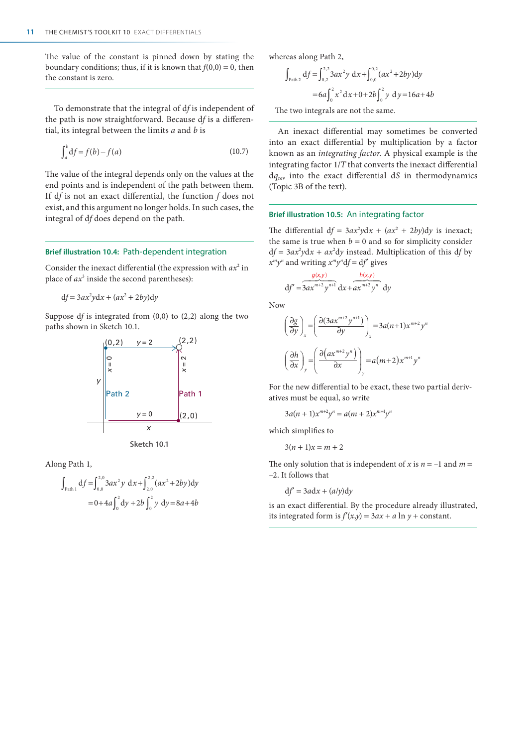The value of the constant is pinned down by stating the boundary conditions; thus, if it is known that $f(0,0) = 0$, then the constant is zero.

To demonstrate that the integral of $\mathrm{d}f$ is independent of the path is now straightforward. Because $\mathrm{d}f$ is a differential, its integral between the limits $a$ and $b$ is

$$\int_a^b \mathrm{d}f = f(b) - f(a) \tag{10.7}$$

The value of the integral depends only on the values at the end points and is independent of the path between them. If $\mathrm{d}f$ is not an exact differential, the function $f$ does not exist, and this argument no longer holds. In such cases, the integral of $\mathrm{d}f$ does depend on the path.

### Brief illustration 10.4: Path-dependent integration

Consider the inexact differential (the expression with $ax^2$ in place of $ax^3$ inside the second parentheses):

$$\mathrm{d}f = 3ax^2y\mathrm{d}x + (ax^2 + 2by)\mathrm{d}y$$

Suppose $\mathrm{d}f$ is integrated from (0,0) to (2,2) along the two paths shown in Sketch 10.1.

(0,2)
y = 2
(2,2)
x = 0
x = 2
y
Path 2
Path 1
y = 0
(2,0)
x

Sketch 10.1

Along Path 1,

$$\int_{\text{Path 1}} \mathrm{d}f = \int_{0,0}^{2,0} 3ax^2y\,\mathrm{d}x + \int_{2,0}^{2,2} (ax^2 + 2by)\mathrm{d}y$$
$$= 0 + 4a\int_0^2 \mathrm{d}y + 2b\int_0^2 y\,\mathrm{d}y = 8a + 4b$$

whereas along Path 2,

$$\int_{\text{Path 2}} \mathrm{d}f = \int_{0,2}^{2,2} 3ax^2y\,\mathrm{d}x + \int_{0,0}^{0,2} (ax^2 + 2by)\mathrm{d}y$$
$$= 6a\int_0^2 x^2\mathrm{d}x + 0 + 2b\int_0^2 y\,\mathrm{d}y = 16a + 4b$$

The two integrals are not the same.

An inexact differential may sometimes be converted into an exact differential by multiplication by a factor known as an *integrating factor*. A physical example is the integrating factor $1/T$ that converts the inexact differential $\mathrm{d}q_{\text{rev}}$ into the exact differential $\mathrm{d}S$ in thermodynamics (Topic 3B of the text).

### Brief illustration 10.5: An integrating factor

The differential $\mathrm{d}f = 3ax^2y\mathrm{d}x + (ax^2 + 2by)\mathrm{d}y$ is inexact; the same is true when $b = 0$ and so for simplicity consider $\mathrm{d}f = 3ax^2y\mathrm{d}x + ax^2\mathrm{d}y$ instead. Multiplication of this $\mathrm{d}f$ by $x^my^n$ and writing $x^my^n\mathrm{d}f = \mathrm{d}f'$ gives

$$\mathrm{d}f' = \overbrace{3ax^{m+2}y^{n+1}}^{g(x,y)}\mathrm{d}x + \overbrace{ax^{m+2}y^n}^{h(x,y)}\mathrm{d}y$$

Now

$$\left(\frac{\partial g}{\partial y}\right)_x = \left(\frac{\partial(3ax^{m+2}y^{n+1})}{\partial y}\right)_x = 3a(n+1)x^{m+2}y^n$$

$$\left(\frac{\partial h}{\partial x}\right)_y = \left(\frac{\partial\left(ax^{m+2}y^n\right)}{\partial x}\right)_y = a(m+2)x^{m+1}y^n$$

For the new differential to be exact, these two partial derivatives must be equal, so write

$$3a(n+1)x^{m+2}y^n = a(m+2)x^{m+1}y^n$$

which simplifies to

$$3(n+1)x = m + 2$$

The only solution that is independent of $x$ is $n = -1$ and $m = -2$. It follows that

$$\mathrm{d}f' = 3a\mathrm{d}x + (a/y)\mathrm{d}y$$

is an exact differential. By the procedure already illustrated, its integrated form is $f'(x,y) = 3ax + a\ln y + \text{constant}$.